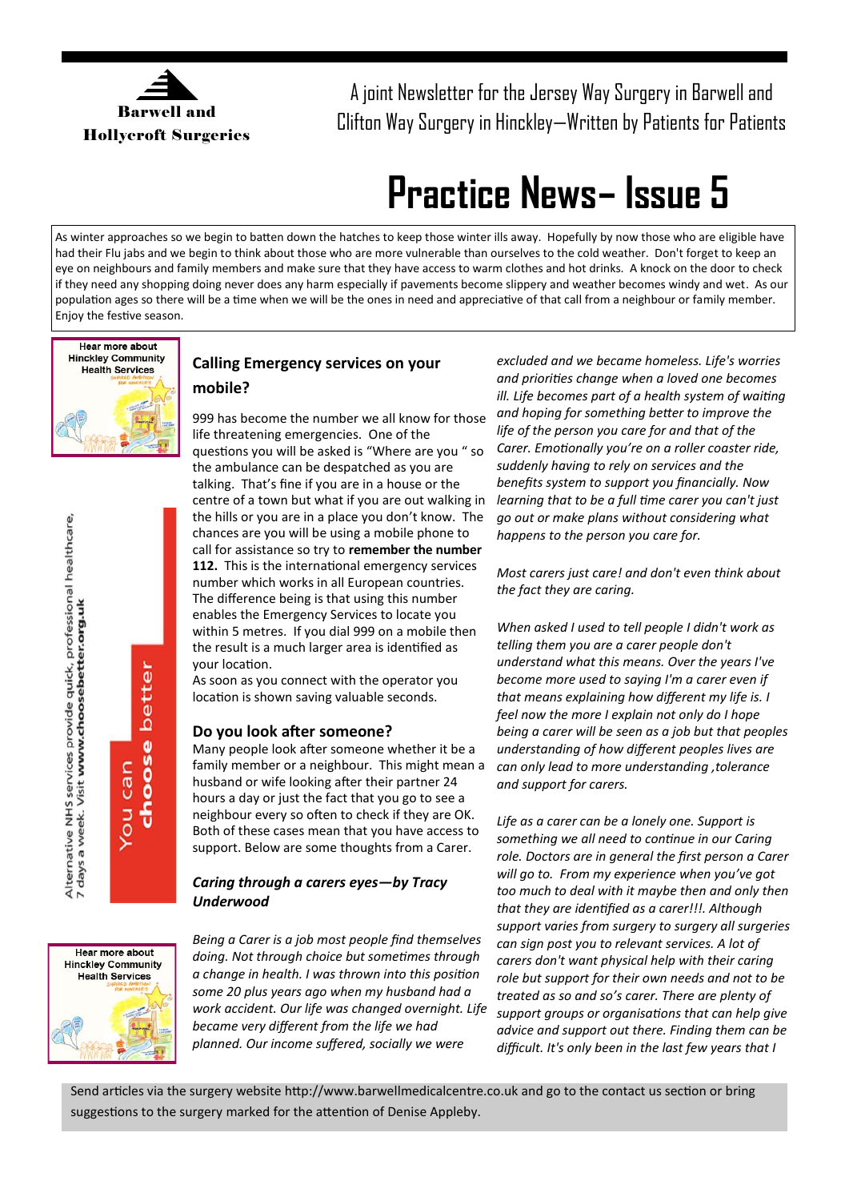Barwell and Hollycroft Surgeries

A joint Newsletter for the Jersey Way Surgery in Barwell and Clifton Way Surgery in Hinckley—Written by Patients for Patients

# Practice News– Issue 5

As winter approaches so we begin to batten down the hatches to keep those winter ills away. Hopefully by now those who are eligible have had their Flu jabs and we begin to think about those who are more vulnerable than ourselves to the cold weather. Don't forget to keep an eye on neighbours and family members and make sure that they have access to warm clothes and hot drinks. A knock on the door to check if they need any shopping doing never does any harm especially if pavements become slippery and weather becomes windy and wet. As our population ages so there will be a time when we will be the ones in need and appreciative of that call from a neighbour or family member. Enjoy the festive season.

Hear more about Hinckley Community Health Services

You can **choose** better

Alternative NHS services provide quick, professional healthcare, 7 days a week. Visit **www.choosebetter.org.uk**

Hear more about Hinckley Community Health Services

## Calling Emergency services on your mobile?

999 has become the number we all know for those life threatening emergencies. One of the questions you will be asked is "Where are you " so the ambulance can be despatched as you are talking. That's fine if you are in a house or the centre of a town but what if you are out walking in the hills or you are in a place you don't know. The chances are you will be using a mobile phone to call for assistance so try to **remember the number 112.** This is the international emergency services number which works in all European countries. The difference being is that using this number enables the Emergency Services to locate you within 5 metres. If you dial 999 on a mobile then the result is a much larger area is identified as your location.

As soon as you connect with the operator you location is shown saving valuable seconds.

## Do you look after someone?

Many people look after someone whether it be a family member or a neighbour. This might mean a husband or wife looking after their partner 24 hours a day or just the fact that you go to see a neighbour every so often to check if they are OK. Both of these cases mean that you have access to support. Below are some thoughts from a Carer.

### *Caring through a carers eyes—by Tracy Underwood*

*Being a Carer is a job most people find themselves doing. Not through choice but sometimes through a change in health. I was thrown into this position some 20 plus years ago when my husband had a work accident. Our life was changed overnight. Life became very different from the life we had planned. Our income suffered, socially we were excluded and we became homeless. Life's worries and priorities change when a loved one becomes ill. Life becomes part of a health system of waiting and hoping for something better to improve the life of the person you care for and that of the Carer. Emotionally you're on a roller coaster ride, suddenly having to rely on services and the benefits system to support you financially. Now learning that to be a full time carer you can't just go out or make plans without considering what happens to the person you care for.*

*Most carers just care! and don't even think about the fact they are caring.*

*When asked I used to tell people I didn't work as telling them you are a carer people don't understand what this means. Over the years I've become more used to saying I'm a carer even if that means explaining how different my life is. I feel now the more I explain not only do I hope being a carer will be seen as a job but that peoples understanding of how different peoples lives are can only lead to more understanding ,tolerance and support for carers.*

*Life as a carer can be a lonely one. Support is something we all need to continue in our Caring role. Doctors are in general the first person a Carer will go to. From my experience when you've got too much to deal with it maybe then and only then that they are identified as a carer!!!. Although support varies from surgery to surgery all surgeries can sign post you to relevant services. A lot of carers don't want physical help with their caring role but support for their own needs and not to be treated as so and so's carer. There are plenty of support groups or organisations that can help give advice and support out there. Finding them can be difficult. It's only been in the last few years that I*

Send articles via the surgery website http://www.barwellmedicalcentre.co.uk and go to the contact us section or bring suggestions to the surgery marked for the attention of Denise Appleby.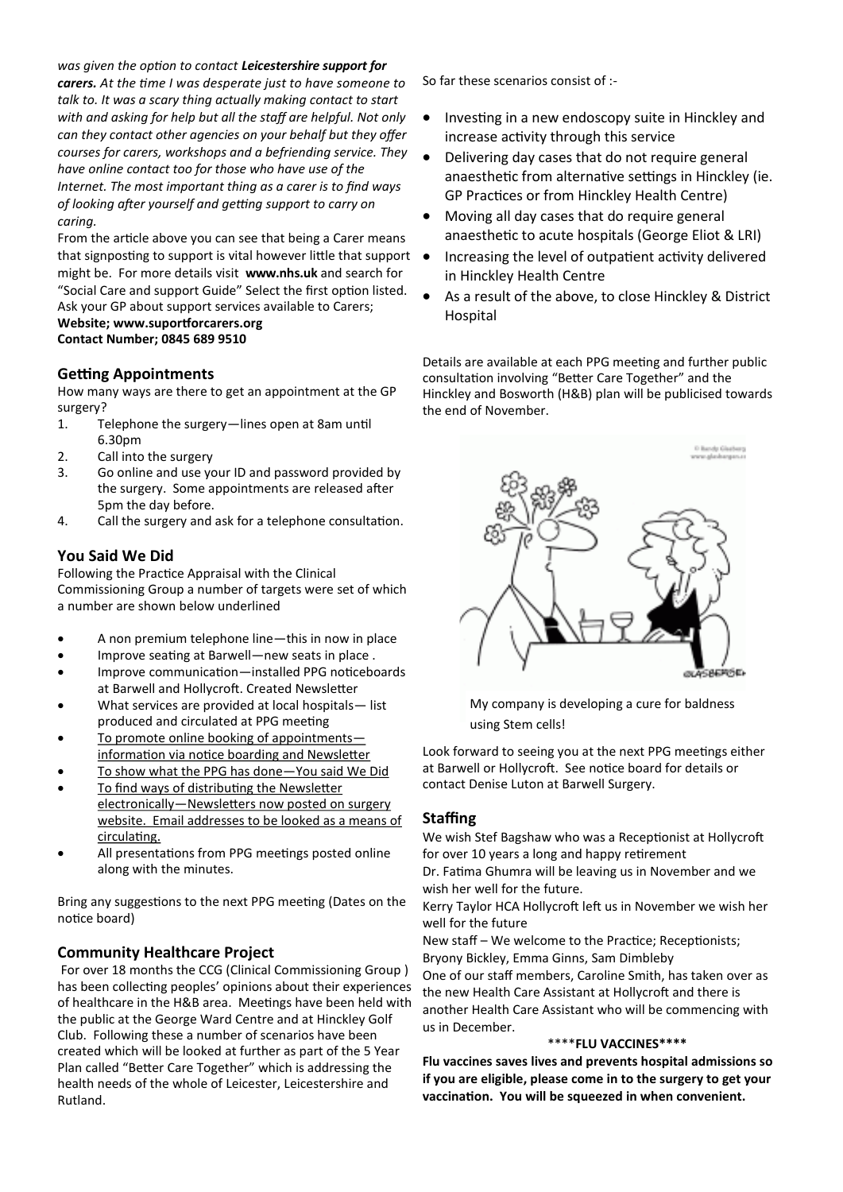*was given the option to contact* ***Leicestershire support for carers.*** *At the time I was desperate just to have someone to talk to. It was a scary thing actually making contact to start with and asking for help but all the staff are helpful. Not only can they contact other agencies on your behalf but they offer courses for carers, workshops and a befriending service. They have online contact too for those who have use of the Internet. The most important thing as a carer is to find ways of looking after yourself and getting support to carry on caring.*

From the article above you can see that being a Carer means that signposting to support is vital however little that support might be. For more details visit **www.nhs.uk** and search for "Social Care and support Guide" Select the first option listed. Ask your GP about support services available to Carers;
**Website; www.suportforcarers.org**
**Contact Number; 0845 689 9510**

## Getting Appointments

How many ways are there to get an appointment at the GP surgery?

1. Telephone the surgery—lines open at 8am until 6.30pm
2. Call into the surgery
3. Go online and use your ID and password provided by the surgery. Some appointments are released after 5pm the day before.
4. Call the surgery and ask for a telephone consultation.

## You Said We Did

Following the Practice Appraisal with the Clinical Commissioning Group a number of targets were set of which a number are shown below underlined

- A non premium telephone line—this in now in place
- Improve seating at Barwell—new seats in place .
- Improve communication—installed PPG noticeboards at Barwell and Hollycroft. Created Newsletter
- What services are provided at local hospitals— list produced and circulated at PPG meeting
- To promote online booking of appointments—information via notice boarding and Newsletter
- To show what the PPG has done—You said We Did
- To find ways of distributing the Newsletter electronically—Newsletters now posted on surgery website. Email addresses to be looked as a means of circulating.
- All presentations from PPG meetings posted online along with the minutes.

Bring any suggestions to the next PPG meeting (Dates on the notice board)

## Community Healthcare Project

For over 18 months the CCG (Clinical Commissioning Group ) has been collecting peoples' opinions about their experiences of healthcare in the H&B area. Meetings have been held with the public at the George Ward Centre and at Hinckley Golf Club. Following these a number of scenarios have been created which will be looked at further as part of the 5 Year Plan called "Better Care Together" which is addressing the health needs of the whole of Leicester, Leicestershire and Rutland.

So far these scenarios consist of :-

- Investing in a new endoscopy suite in Hinckley and increase activity through this service
- Delivering day cases that do not require general anaesthetic from alternative settings in Hinckley (ie. GP Practices or from Hinckley Health Centre)
- Moving all day cases that do require general anaesthetic to acute hospitals (George Eliot & LRI)
- Increasing the level of outpatient activity delivered in Hinckley Health Centre
- As a result of the above, to close Hinckley & District Hospital

Details are available at each PPG meeting and further public consultation involving "Better Care Together" and the Hinckley and Bosworth (H&B) plan will be publicised towards the end of November.

My company is developing a cure for baldness using Stem cells!

Look forward to seeing you at the next PPG meetings either at Barwell or Hollycroft. See notice board for details or contact Denise Luton at Barwell Surgery.

## Staffing

We wish Stef Bagshaw who was a Receptionist at Hollycroft for over 10 years a long and happy retirement

Dr. Fatima Ghumra will be leaving us in November and we wish her well for the future.

Kerry Taylor HCA Hollycroft left us in November we wish her well for the future

New staff – We welcome to the Practice; Receptionists; Bryony Bickley, Emma Ginns, Sam Dimbleby

One of our staff members, Caroline Smith, has taken over as the new Health Care Assistant at Hollycroft and there is another Health Care Assistant who will be commencing with us in December.

\*\*\*\***FLU VACCINES**\*\*\*\*

**Flu vaccines saves lives and prevents hospital admissions so if you are eligible, please come in to the surgery to get your vaccination. You will be squeezed in when convenient.**